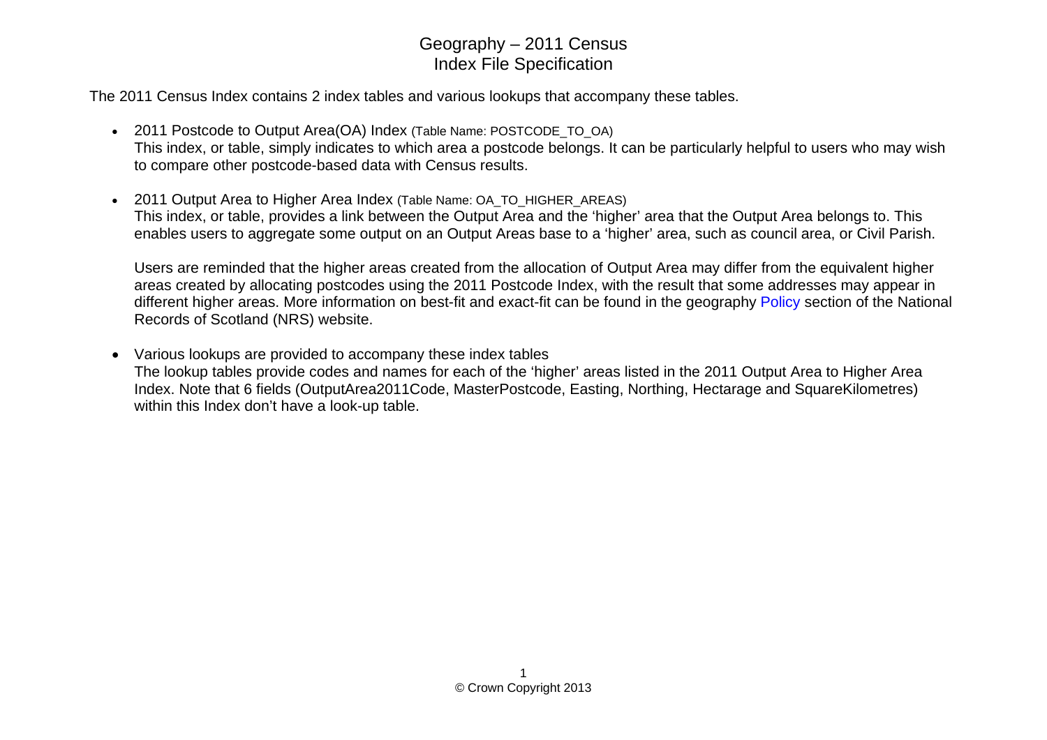# Geography – 2011 Census
# Index File Specification

The 2011 Census Index contains 2 index tables and various lookups that accompany these tables.

- 2011 Postcode to Output Area(OA) Index (Table Name: POSTCODE_TO_OA)
  This index, or table, simply indicates to which area a postcode belongs. It can be particularly helpful to users who may wish to compare other postcode-based data with Census results.

- 2011 Output Area to Higher Area Index (Table Name: OA_TO_HIGHER_AREAS)
  This index, or table, provides a link between the Output Area and the 'higher' area that the Output Area belongs to. This enables users to aggregate some output on an Output Areas base to a 'higher' area, such as council area, or Civil Parish.

  Users are reminded that the higher areas created from the allocation of Output Area may differ from the equivalent higher areas created by allocating postcodes using the 2011 Postcode Index, with the result that some addresses may appear in different higher areas. More information on best-fit and exact-fit can be found in the geography Policy section of the National Records of Scotland (NRS) website.

- Various lookups are provided to accompany these index tables
  The lookup tables provide codes and names for each of the 'higher' areas listed in the 2011 Output Area to Higher Area Index. Note that 6 fields (OutputArea2011Code, MasterPostcode, Easting, Northing, Hectarage and SquareKilometres) within this Index don't have a look-up table.

© Crown Copyright 2013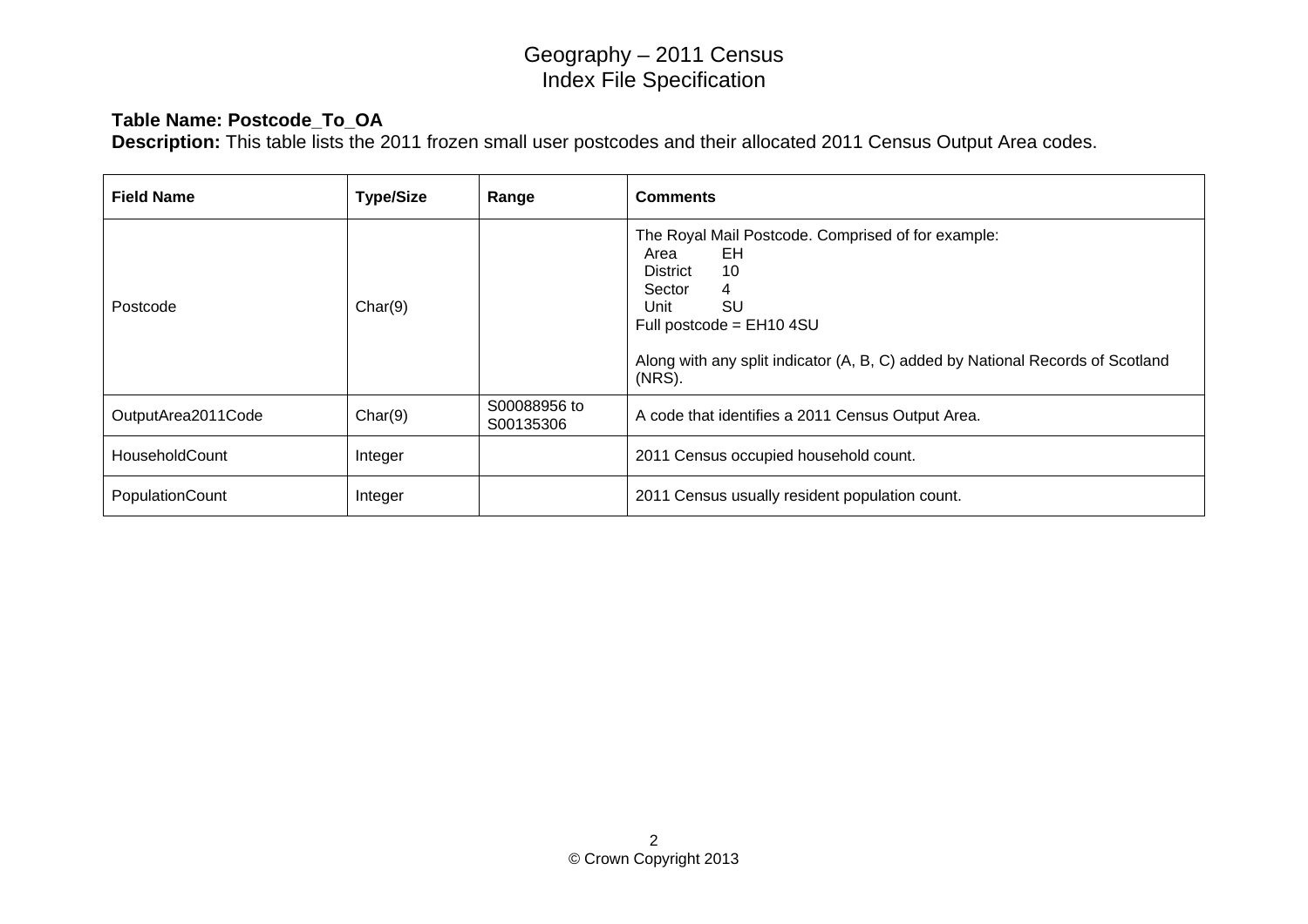# Geography – 2011 Census
## Index File Specification

**Table Name: Postcode_To_OA**
**Description:** This table lists the 2011 frozen small user postcodes and their allocated 2011 Census Output Area codes.

| Field Name | Type/Size | Range | Comments |
|---|---|---|---|
| Postcode | Char(9) | | The Royal Mail Postcode. Comprised of for example:<br>Area EH<br>District 10<br>Sector 4<br>Unit SU<br>Full postcode = EH10 4SU<br><br>Along with any split indicator (A, B, C) added by National Records of Scotland (NRS). |
| OutputArea2011Code | Char(9) | S00088956 to S00135306 | A code that identifies a 2011 Census Output Area. |
| HouseholdCount | Integer | | 2011 Census occupied household count. |
| PopulationCount | Integer | | 2011 Census usually resident population count. |

© Crown Copyright 2013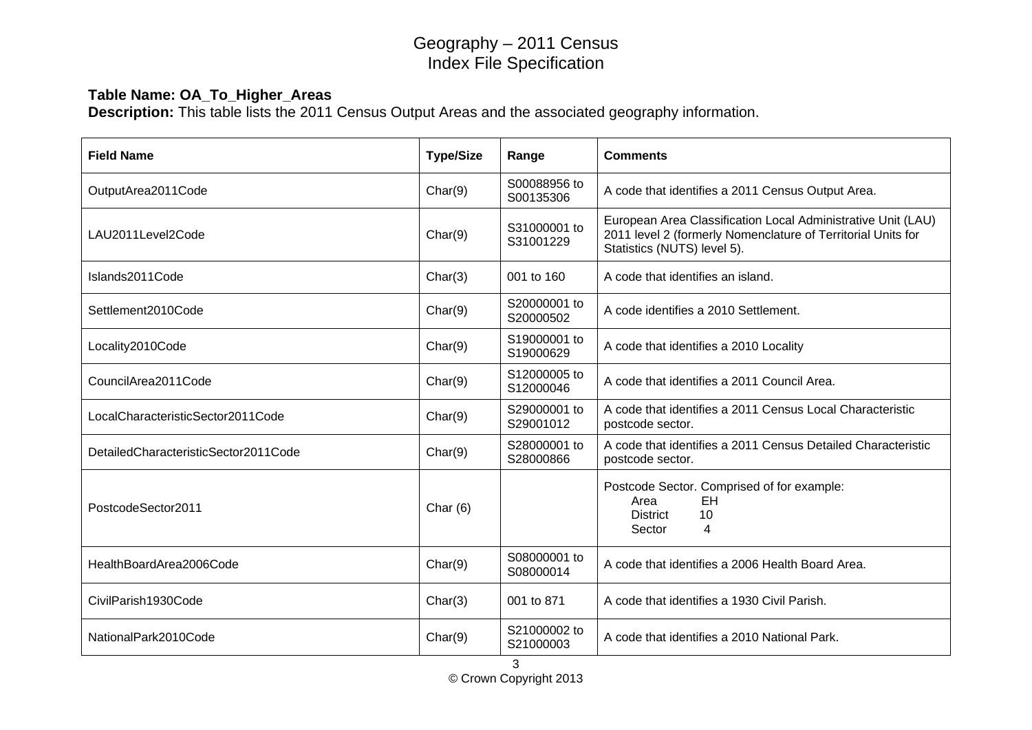# Geography – 2011 Census
## Index File Specification

**Table Name: OA_To_Higher_Areas**
**Description:** This table lists the 2011 Census Output Areas and the associated geography information.

| Field Name | Type/Size | Range | Comments |
|---|---|---|---|
| OutputArea2011Code | Char(9) | S00088956 to S00135306 | A code that identifies a 2011 Census Output Area. |
| LAU2011Level2Code | Char(9) | S31000001 to S31001229 | European Area Classification Local Administrative Unit (LAU) 2011 level 2 (formerly Nomenclature of Territorial Units for Statistics (NUTS) level 5). |
| Islands2011Code | Char(3) | 001 to 160 | A code that identifies an island. |
| Settlement2010Code | Char(9) | S20000001 to S20000502 | A code identifies a 2010 Settlement. |
| Locality2010Code | Char(9) | S19000001 to S19000629 | A code that identifies a 2010 Locality |
| CouncilArea2011Code | Char(9) | S12000005 to S12000046 | A code that identifies a 2011 Council Area. |
| LocalCharacteristicSector2011Code | Char(9) | S29000001 to S29001012 | A code that identifies a 2011 Census Local Characteristic postcode sector. |
| DetailedCharacteristicSector2011Code | Char(9) | S28000001 to S28000866 | A code that identifies a 2011 Census Detailed Characteristic postcode sector. |
| PostcodeSector2011 | Char (6) | | Postcode Sector. Comprised of for example: Area EH, District 10, Sector 4 |
| HealthBoardArea2006Code | Char(9) | S08000001 to S08000014 | A code that identifies a 2006 Health Board Area. |
| CivilParish1930Code | Char(3) | 001 to 871 | A code that identifies a 1930 Civil Parish. |
| NationalPark2010Code | Char(9) | S21000002 to S21000003 | A code that identifies a 2010 National Park. |

© Crown Copyright 2013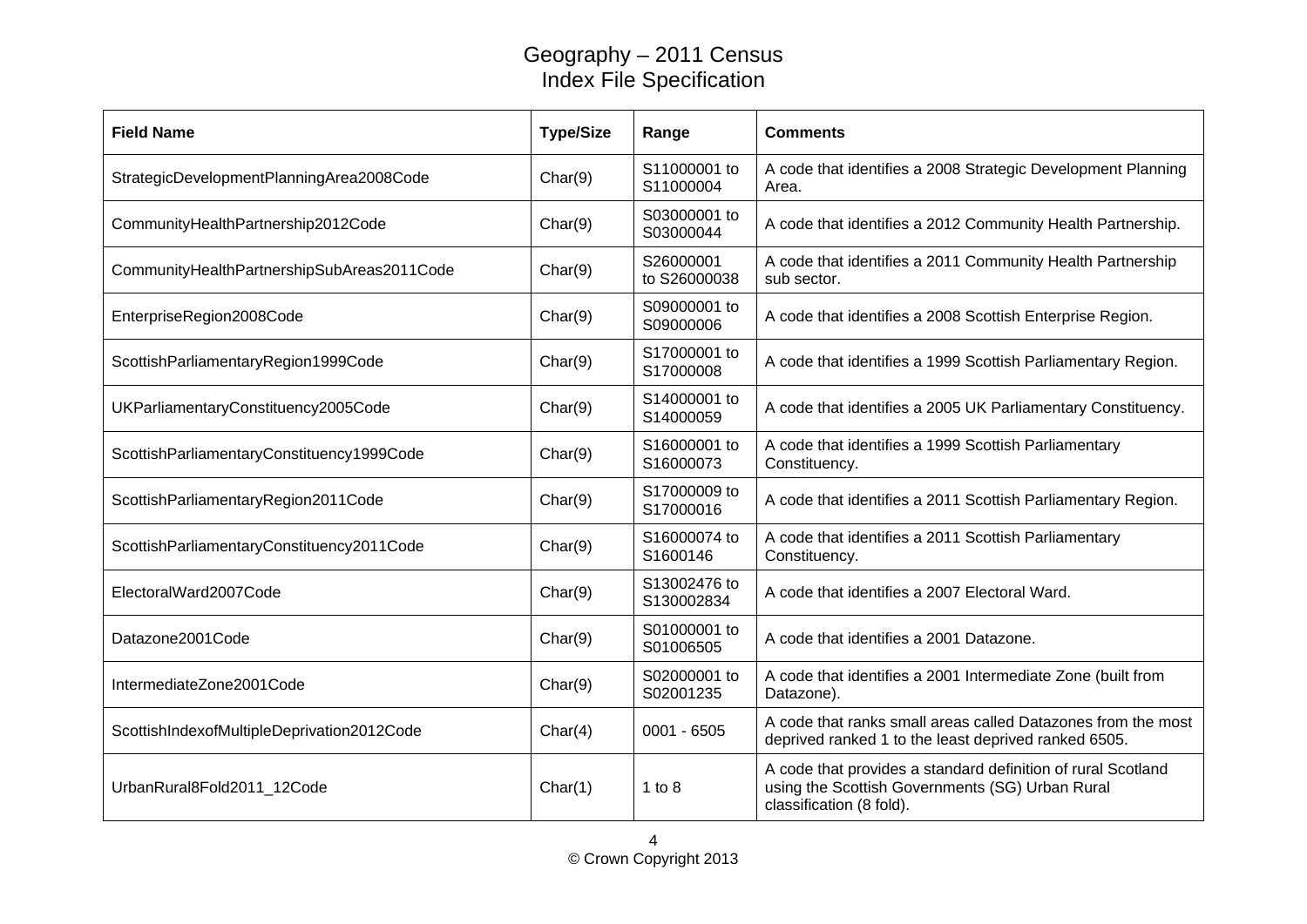# Geography – 2011 Census
## Index File Specification

| Field Name | Type/Size | Range | Comments |
| --- | --- | --- | --- |
| StrategicDevelopmentPlanningArea2008Code | Char(9) | S11000001 to S11000004 | A code that identifies a 2008 Strategic Development Planning Area. |
| CommunityHealthPartnership2012Code | Char(9) | S03000001 to S03000044 | A code that identifies a 2012 Community Health Partnership. |
| CommunityHealthPartnershipSubAreas2011Code | Char(9) | S26000001 to S26000038 | A code that identifies a 2011 Community Health Partnership sub sector. |
| EnterpriseRegion2008Code | Char(9) | S09000001 to S09000006 | A code that identifies a 2008 Scottish Enterprise Region. |
| ScottishParliamentaryRegion1999Code | Char(9) | S17000001 to S17000008 | A code that identifies a 1999 Scottish Parliamentary Region. |
| UKParliamentaryConstituency2005Code | Char(9) | S14000001 to S14000059 | A code that identifies a 2005 UK Parliamentary Constituency. |
| ScottishParliamentaryConstituency1999Code | Char(9) | S16000001 to S16000073 | A code that identifies a 1999 Scottish Parliamentary Constituency. |
| ScottishParliamentaryRegion2011Code | Char(9) | S17000009 to S17000016 | A code that identifies a 2011 Scottish Parliamentary Region. |
| ScottishParliamentaryConstituency2011Code | Char(9) | S16000074 to S1600146 | A code that identifies a 2011 Scottish Parliamentary Constituency. |
| ElectoralWard2007Code | Char(9) | S13002476 to S130002834 | A code that identifies a 2007 Electoral Ward. |
| Datazone2001Code | Char(9) | S01000001 to S01006505 | A code that identifies a 2001 Datazone. |
| IntermediateZone2001Code | Char(9) | S02000001 to S02001235 | A code that identifies a 2001 Intermediate Zone (built from Datazone). |
| ScottishIndexofMultipleDeprivation2012Code | Char(4) | 0001 - 6505 | A code that ranks small areas called Datazones from the most deprived ranked 1 to the least deprived ranked 6505. |
| UrbanRural8Fold2011_12Code | Char(1) | 1 to 8 | A code that provides a standard definition of rural Scotland using the Scottish Governments (SG) Urban Rural classification (8 fold). |

© Crown Copyright 2013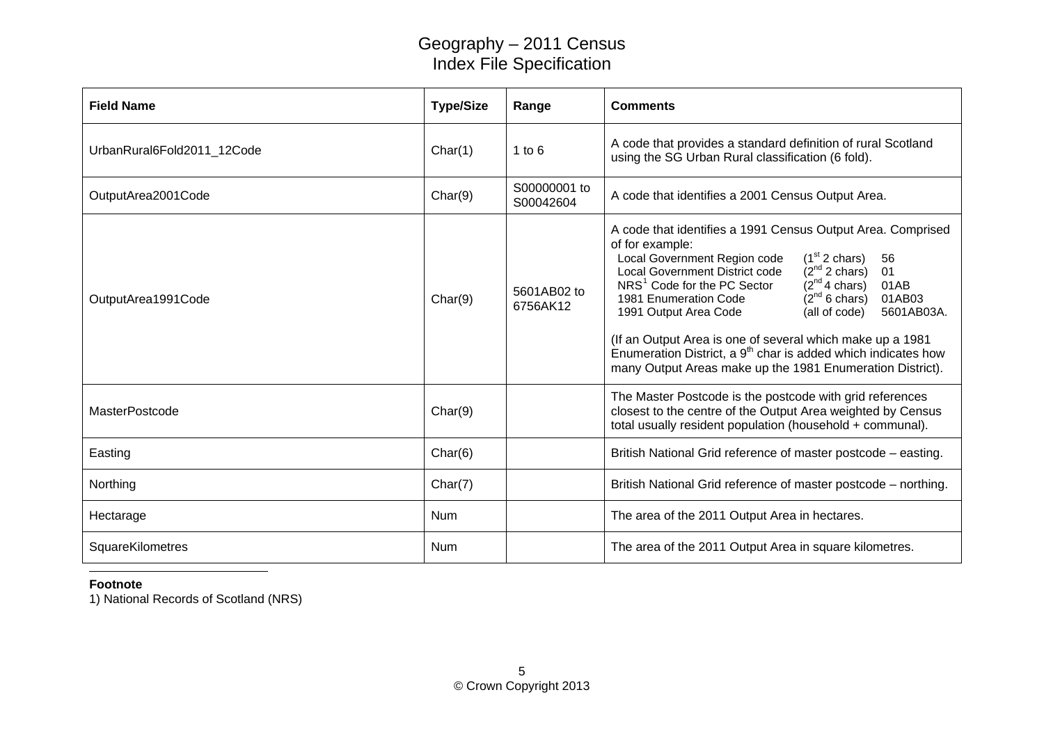# Geography – 2011 Census
## Index File Specification

| Field Name | Type/Size | Range | Comments |
|---|---|---|---|
| UrbanRural6Fold2011_12Code | Char(1) | 1 to 6 | A code that provides a standard definition of rural Scotland using the SG Urban Rural classification (6 fold). |
| OutputArea2001Code | Char(9) | S00000001 to S00042604 | A code that identifies a 2001 Census Output Area. |
| OutputArea1991Code | Char(9) | 5601AB02 to 6756AK12 | A code that identifies a 1991 Census Output Area. Comprised of for example:<br>Local Government Region code (1st 2 chars) 56<br>Local Government District code (2nd 2 chars) 01<br>NRS[1] Code for the PC Sector (2nd 4 chars) 01AB<br>1981 Enumeration Code (2nd 6 chars) 01AB03<br>1991 Output Area Code (all of code) 5601AB03A.<br><br>(If an Output Area is one of several which make up a 1981 Enumeration District, a 9th char is added which indicates how many Output Areas make up the 1981 Enumeration District). |
| MasterPostcode | Char(9) | | The Master Postcode is the postcode with grid references closest to the centre of the Output Area weighted by Census total usually resident population (household + communal). |
| Easting | Char(6) | | British National Grid reference of master postcode – easting. |
| Northing | Char(7) | | British National Grid reference of master postcode – northing. |
| Hectarage | Num | | The area of the 2011 Output Area in hectares. |
| SquareKilometres | Num | | The area of the 2011 Output Area in square kilometres. |

**Footnote**

1) National Records of Scotland (NRS)

© Crown Copyright 2013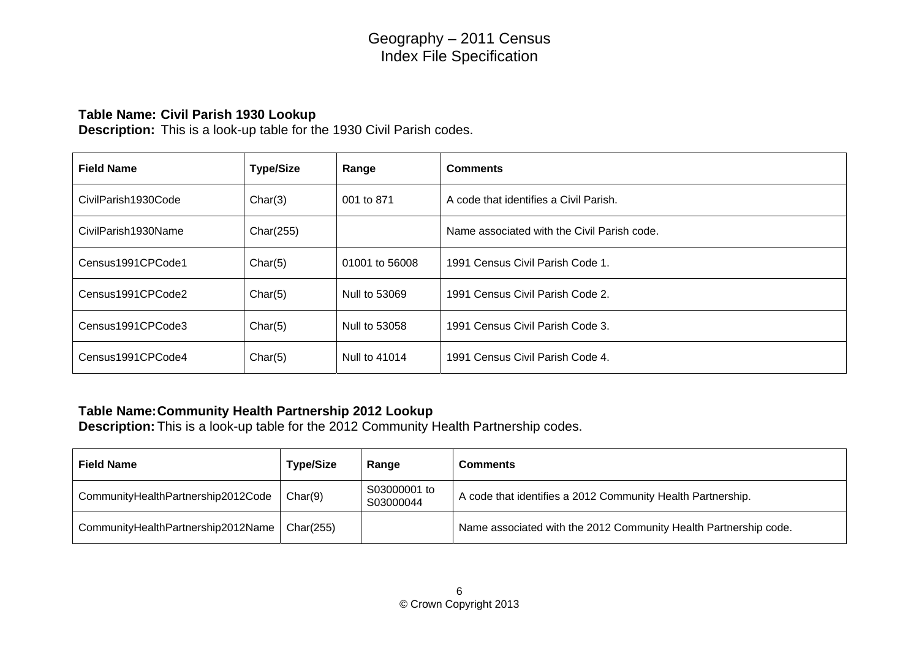# Geography – 2011 Census
# Index File Specification

**Table Name: Civil Parish 1930 Lookup**
**Description:** This is a look-up table for the 1930 Civil Parish codes.

| Field Name | Type/Size | Range | Comments |
|---|---|---|---|
| CivilParish1930Code | Char(3) | 001 to 871 | A code that identifies a Civil Parish. |
| CivilParish1930Name | Char(255) | | Name associated with the Civil Parish code. |
| Census1991CPCode1 | Char(5) | 01001 to 56008 | 1991 Census Civil Parish Code 1. |
| Census1991CPCode2 | Char(5) | Null to 53069 | 1991 Census Civil Parish Code 2. |
| Census1991CPCode3 | Char(5) | Null to 53058 | 1991 Census Civil Parish Code 3. |
| Census1991CPCode4 | Char(5) | Null to 41014 | 1991 Census Civil Parish Code 4. |

**Table Name: Community Health Partnership 2012 Lookup**
**Description:** This is a look-up table for the 2012 Community Health Partnership codes.

| Field Name | Type/Size | Range | Comments |
|---|---|---|---|
| CommunityHealthPartnership2012Code | Char(9) | S03000001 to S03000044 | A code that identifies a 2012 Community Health Partnership. |
| CommunityHealthPartnership2012Name | Char(255) | | Name associated with the 2012 Community Health Partnership code. |

© Crown Copyright 2013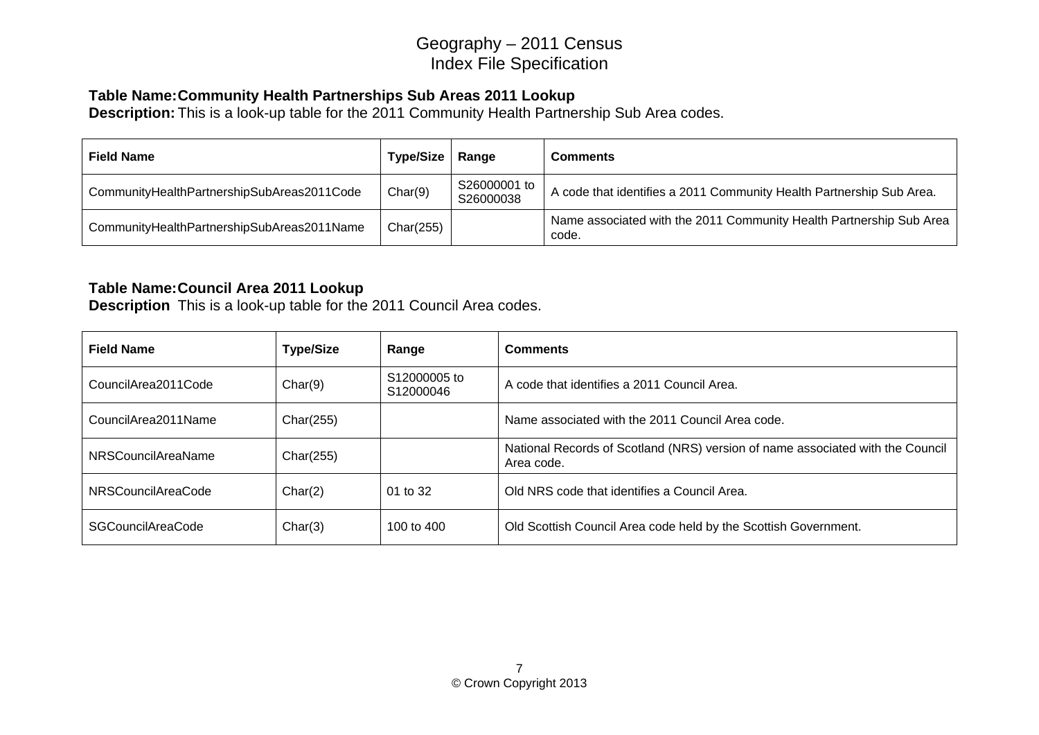# Geography – 2011 Census
## Index File Specification

**Table Name:** **Community Health Partnerships Sub Areas 2011 Lookup**
**Description:** This is a look-up table for the 2011 Community Health Partnership Sub Area codes.

| Field Name | Type/Size | Range | Comments |
|---|---|---|---|
| CommunityHealthPartnershipSubAreas2011Code | Char(9) | S26000001 to S26000038 | A code that identifies a 2011 Community Health Partnership Sub Area. |
| CommunityHealthPartnershipSubAreas2011Name | Char(255) | | Name associated with the 2011 Community Health Partnership Sub Area code. |

**Table Name:** **Council Area 2011 Lookup**
**Description** This is a look-up table for the 2011 Council Area codes.

| Field Name | Type/Size | Range | Comments |
|---|---|---|---|
| CouncilArea2011Code | Char(9) | S12000005 to S12000046 | A code that identifies a 2011 Council Area. |
| CouncilArea2011Name | Char(255) | | Name associated with the 2011 Council Area code. |
| NRSCouncilAreaName | Char(255) | | National Records of Scotland (NRS) version of name associated with the Council Area code. |
| NRSCouncilAreaCode | Char(2) | 01 to 32 | Old NRS code that identifies a Council Area. |
| SGCouncilAreaCode | Char(3) | 100 to 400 | Old Scottish Council Area code held by the Scottish Government. |

© Crown Copyright 2013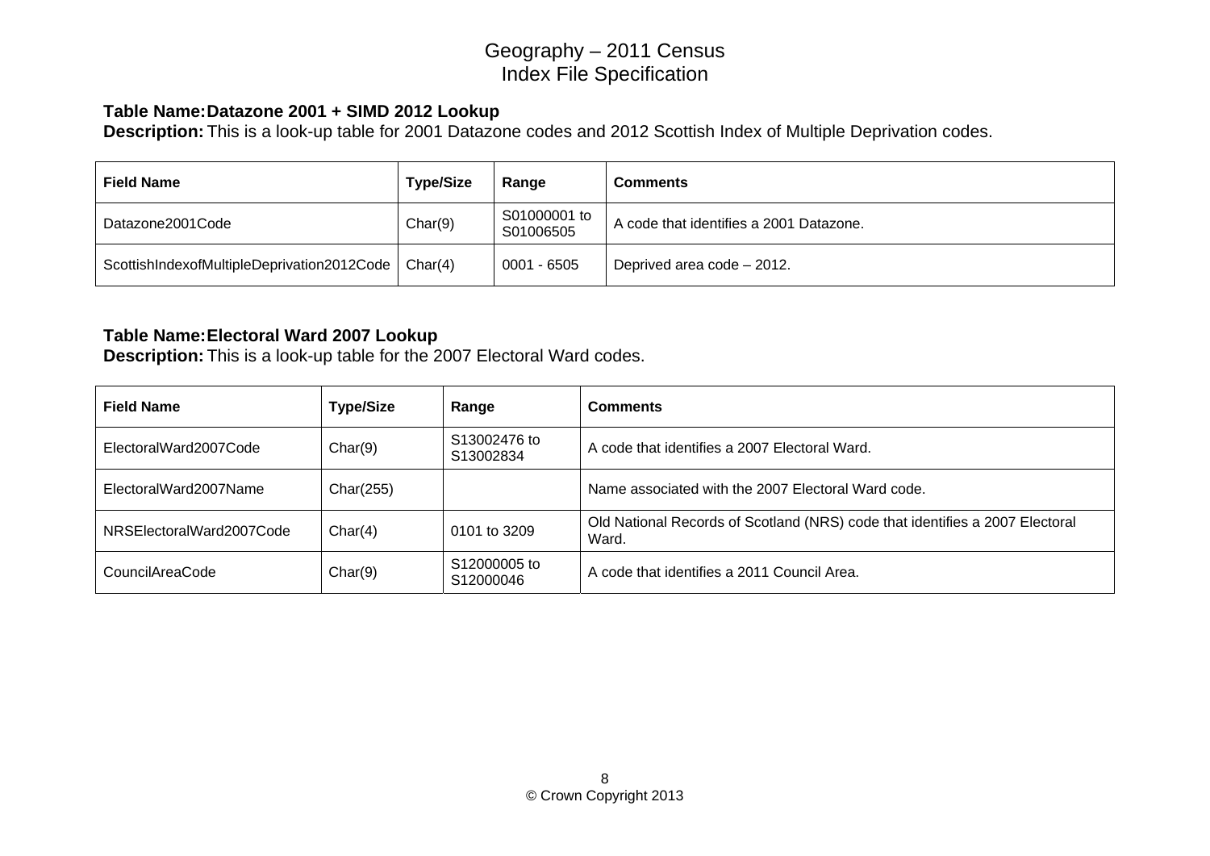# Geography – 2011 Census
## Index File Specification

**Table Name:** **Datazone 2001 + SIMD 2012 Lookup**
**Description:** This is a look-up table for 2001 Datazone codes and 2012 Scottish Index of Multiple Deprivation codes.

| Field Name | Type/Size | Range | Comments |
|---|---|---|---|
| Datazone2001Code | Char(9) | S01000001 to S01006505 | A code that identifies a 2001 Datazone. |
| ScottishIndexofMultipleDeprivation2012Code | Char(4) | 0001 - 6505 | Deprived area code – 2012. |

**Table Name:** **Electoral Ward 2007 Lookup**
**Description:** This is a look-up table for the 2007 Electoral Ward codes.

| Field Name | Type/Size | Range | Comments |
|---|---|---|---|
| ElectoralWard2007Code | Char(9) | S13002476 to S13002834 | A code that identifies a 2007 Electoral Ward. |
| ElectoralWard2007Name | Char(255) | | Name associated with the 2007 Electoral Ward code. |
| NRSElectoralWard2007Code | Char(4) | 0101 to 3209 | Old National Records of Scotland (NRS) code that identifies a 2007 Electoral Ward. |
| CouncilAreaCode | Char(9) | S12000005 to S12000046 | A code that identifies a 2011 Council Area. |

© Crown Copyright 2013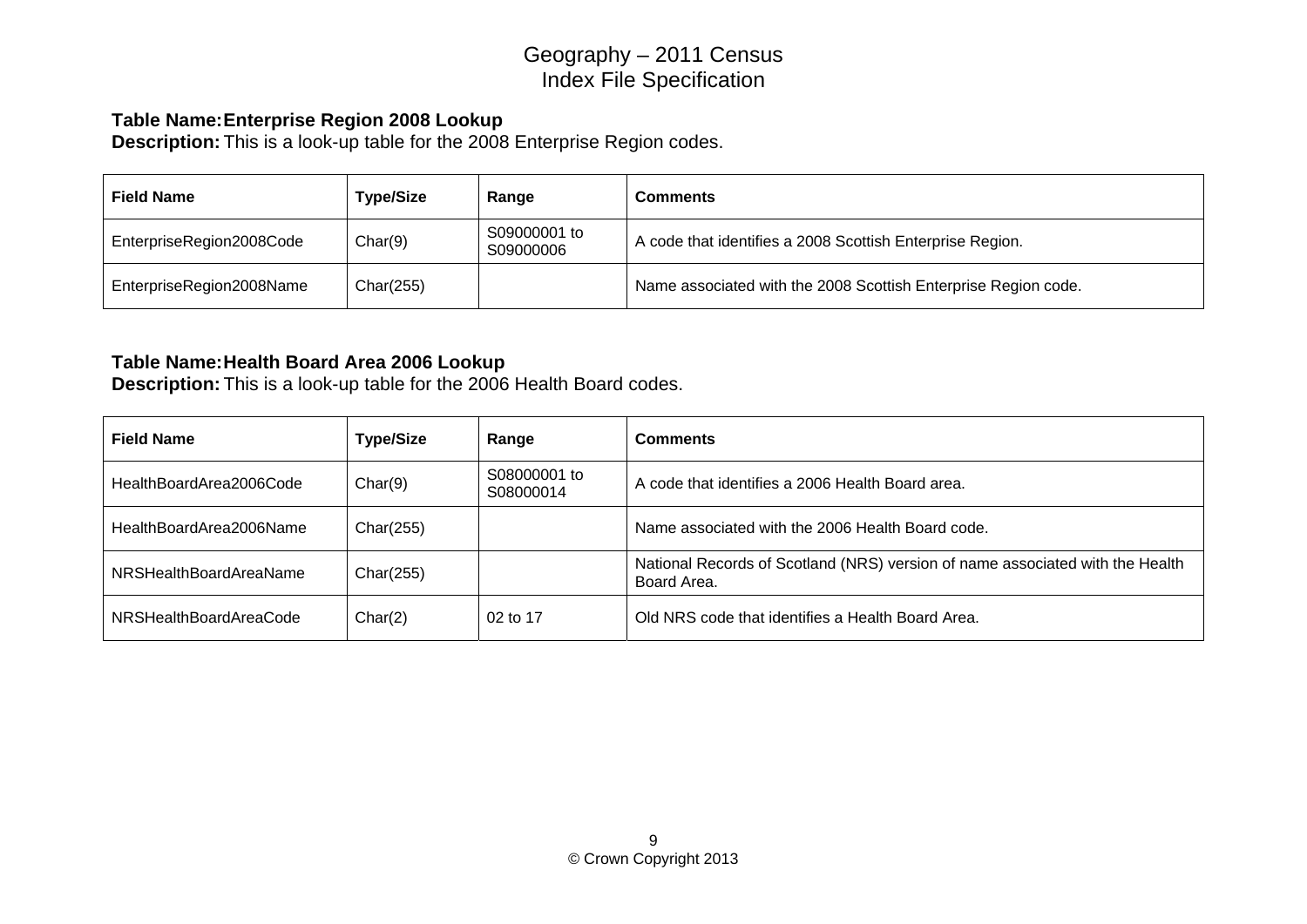**Table Name:** **Enterprise Region 2008 Lookup**
**Description:** This is a look-up table for the 2008 Enterprise Region codes.

| Field Name | Type/Size | Range | Comments |
|---|---|---|---|
| EnterpriseRegion2008Code | Char(9) | S09000001 to S09000006 | A code that identifies a 2008 Scottish Enterprise Region. |
| EnterpriseRegion2008Name | Char(255) | | Name associated with the 2008 Scottish Enterprise Region code. |

**Table Name:** **Health Board Area 2006 Lookup**
**Description:** This is a look-up table for the 2006 Health Board codes.

| Field Name | Type/Size | Range | Comments |
|---|---|---|---|
| HealthBoardArea2006Code | Char(9) | S08000001 to S08000014 | A code that identifies a 2006 Health Board area. |
| HealthBoardArea2006Name | Char(255) | | Name associated with the 2006 Health Board code. |
| NRSHealthBoardAreaName | Char(255) | | National Records of Scotland (NRS) version of name associated with the Health Board Area. |
| NRSHealthBoardAreaCode | Char(2) | 02 to 17 | Old NRS code that identifies a Health Board Area. |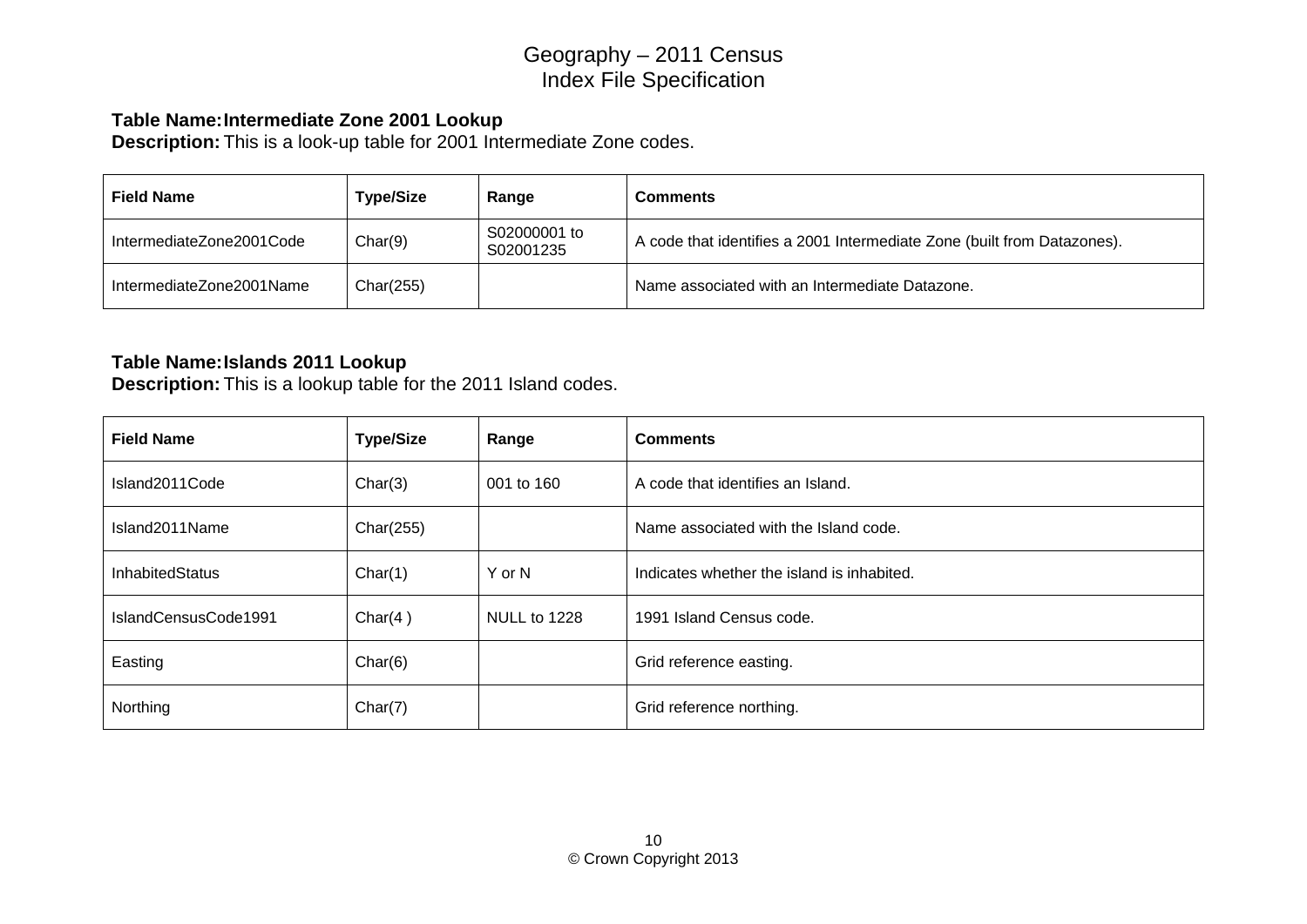**Table Name: Intermediate Zone 2001 Lookup**
**Description:** This is a look-up table for 2001 Intermediate Zone codes.

| Field Name | Type/Size | Range | Comments |
|---|---|---|---|
| IntermediateZone2001Code | Char(9) | S02000001 to S02001235 | A code that identifies a 2001 Intermediate Zone (built from Datazones). |
| IntermediateZone2001Name | Char(255) | | Name associated with an Intermediate Datazone. |

**Table Name: Islands 2011 Lookup**
**Description:** This is a lookup table for the 2011 Island codes.

| Field Name | Type/Size | Range | Comments |
|---|---|---|---|
| Island2011Code | Char(3) | 001 to 160 | A code that identifies an Island. |
| Island2011Name | Char(255) | | Name associated with the Island code. |
| InhabitedStatus | Char(1) | Y or N | Indicates whether the island is inhabited. |
| IslandCensusCode1991 | Char(4 ) | NULL to 1228 | 1991 Island Census code. |
| Easting | Char(6) | | Grid reference easting. |
| Northing | Char(7) | | Grid reference northing. |

© Crown Copyright 2013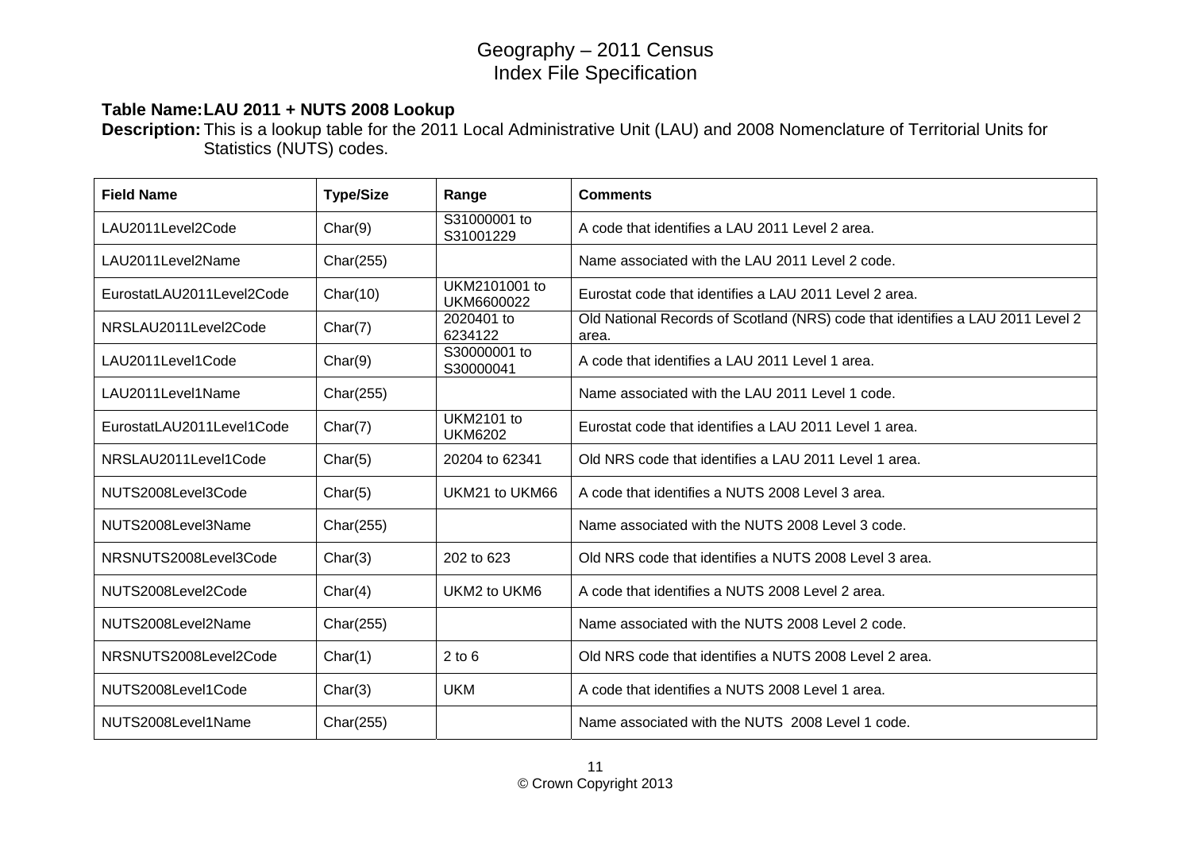# Geography – 2011 Census
## Index File Specification

**Table Name:** **LAU 2011 + NUTS 2008 Lookup**

**Description:** This is a lookup table for the 2011 Local Administrative Unit (LAU) and 2008 Nomenclature of Territorial Units for Statistics (NUTS) codes.

| Field Name | Type/Size | Range | Comments |
|---|---|---|---|
| LAU2011Level2Code | Char(9) | S31000001 to S31001229 | A code that identifies a LAU 2011 Level 2 area. |
| LAU2011Level2Name | Char(255) | | Name associated with the LAU 2011 Level 2 code. |
| EurostatLAU2011Level2Code | Char(10) | UKM2101001 to UKM6600022 | Eurostat code that identifies a LAU 2011 Level 2 area. |
| NRSLAU2011Level2Code | Char(7) | 2020401 to 6234122 | Old National Records of Scotland (NRS) code that identifies a LAU 2011 Level 2 area. |
| LAU2011Level1Code | Char(9) | S30000001 to S30000041 | A code that identifies a LAU 2011 Level 1 area. |
| LAU2011Level1Name | Char(255) | | Name associated with the LAU 2011 Level 1 code. |
| EurostatLAU2011Level1Code | Char(7) | UKM2101 to UKM6202 | Eurostat code that identifies a LAU 2011 Level 1 area. |
| NRSLAU2011Level1Code | Char(5) | 20204 to 62341 | Old NRS code that identifies a LAU 2011 Level 1 area. |
| NUTS2008Level3Code | Char(5) | UKM21 to UKM66 | A code that identifies a NUTS 2008 Level 3 area. |
| NUTS2008Level3Name | Char(255) | | Name associated with the NUTS 2008 Level 3 code. |
| NRSNUTS2008Level3Code | Char(3) | 202 to 623 | Old NRS code that identifies a NUTS 2008 Level 3 area. |
| NUTS2008Level2Code | Char(4) | UKM2 to UKM6 | A code that identifies a NUTS 2008 Level 2 area. |
| NUTS2008Level2Name | Char(255) | | Name associated with the NUTS 2008 Level 2 code. |
| NRSNUTS2008Level2Code | Char(1) | 2 to 6 | Old NRS code that identifies a NUTS 2008 Level 2 area. |
| NUTS2008Level1Code | Char(3) | UKM | A code that identifies a NUTS 2008 Level 1 area. |
| NUTS2008Level1Name | Char(255) | | Name associated with the NUTS 2008 Level 1 code. |

© Crown Copyright 2013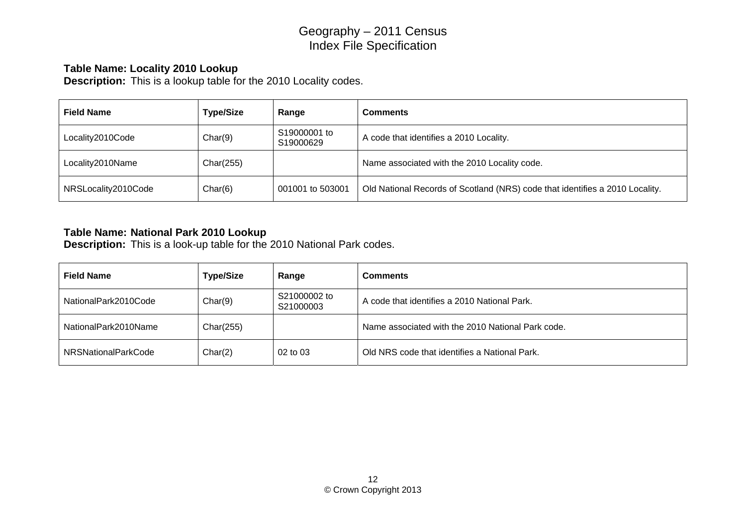**Table Name: Locality 2010 Lookup**
**Description:** This is a lookup table for the 2010 Locality codes.

| Field Name | Type/Size | Range | Comments |
| --- | --- | --- | --- |
| Locality2010Code | Char(9) | S19000001 to S19000629 | A code that identifies a 2010 Locality. |
| Locality2010Name | Char(255) | | Name associated with the 2010 Locality code. |
| NRSLocality2010Code | Char(6) | 001001 to 503001 | Old National Records of Scotland (NRS) code that identifies a 2010 Locality. |

**Table Name: National Park 2010 Lookup**
**Description:** This is a look-up table for the 2010 National Park codes.

| Field Name | Type/Size | Range | Comments |
| --- | --- | --- | --- |
| NationalPark2010Code | Char(9) | S21000002 to S21000003 | A code that identifies a 2010 National Park. |
| NationalPark2010Name | Char(255) | | Name associated with the 2010 National Park code. |
| NRSNationalParkCode | Char(2) | 02 to 03 | Old NRS code that identifies a National Park. |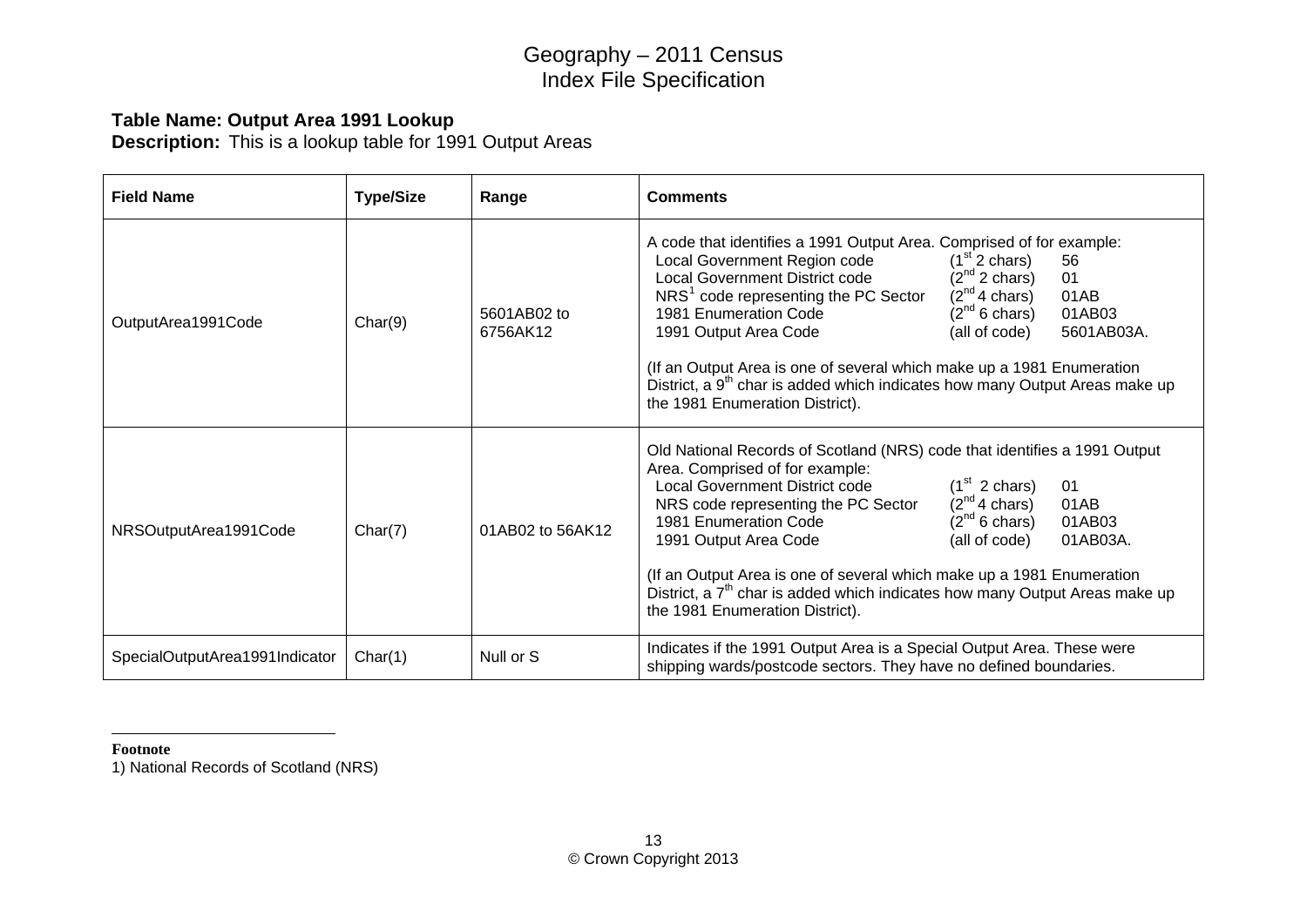# Geography – 2011 Census
# Index File Specification

**Table Name: Output Area 1991 Lookup**
**Description:** This is a lookup table for 1991 Output Areas

| Field Name | Type/Size | Range | Comments |
|---|---|---|---|
| OutputArea1991Code | Char(9) | 5601AB02 to 6756AK12 | A code that identifies a 1991 Output Area. Comprised of for example:<br>Local Government Region code (1st 2 chars) 56<br>Local Government District code (2nd 2 chars) 01<br>NRS[1] code representing the PC Sector (2nd 4 chars) 01AB<br>1981 Enumeration Code (2nd 6 chars) 01AB03<br>1991 Output Area Code (all of code) 5601AB03A.<br><br>(If an Output Area is one of several which make up a 1981 Enumeration District, a 9th char is added which indicates how many Output Areas make up the 1981 Enumeration District). |
| NRSOutputArea1991Code | Char(7) | 01AB02 to 56AK12 | Old National Records of Scotland (NRS) code that identifies a 1991 Output Area. Comprised of for example:<br>Local Government District code (1st 2 chars) 01<br>NRS code representing the PC Sector (2nd 4 chars) 01AB<br>1981 Enumeration Code (2nd 6 chars) 01AB03<br>1991 Output Area Code (all of code) 01AB03A.<br><br>(If an Output Area is one of several which make up a 1981 Enumeration District, a 7th char is added which indicates how many Output Areas make up the 1981 Enumeration District). |
| SpecialOutputArea1991Indicator | Char(1) | Null or S | Indicates if the 1991 Output Area is a Special Output Area. These were shipping wards/postcode sectors. They have no defined boundaries. |

**Footnote**
1) National Records of Scotland (NRS)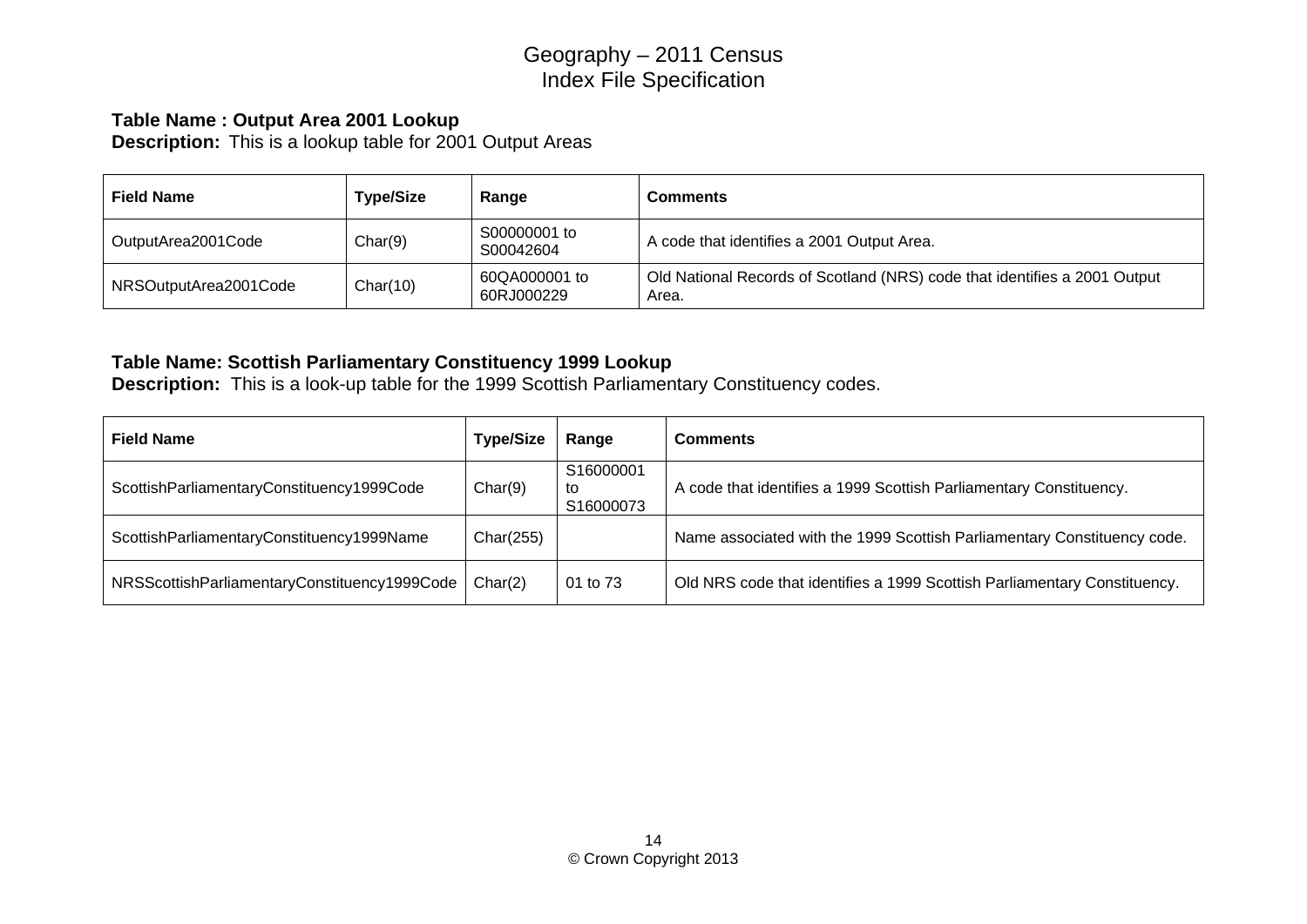# Geography – 2011 Census
# Index File Specification

**Table Name : Output Area 2001 Lookup**
**Description:** This is a lookup table for 2001 Output Areas

| Field Name | Type/Size | Range | Comments |
|---|---|---|---|
| OutputArea2001Code | Char(9) | S00000001 to S00042604 | A code that identifies a 2001 Output Area. |
| NRSOutputArea2001Code | Char(10) | 60QA000001 to 60RJ000229 | Old National Records of Scotland (NRS) code that identifies a 2001 Output Area. |

**Table Name: Scottish Parliamentary Constituency 1999 Lookup**
**Description:** This is a look-up table for the 1999 Scottish Parliamentary Constituency codes.

| Field Name | Type/Size | Range | Comments |
|---|---|---|---|
| ScottishParliamentaryConstituency1999Code | Char(9) | S16000001 to S16000073 | A code that identifies a 1999 Scottish Parliamentary Constituency. |
| ScottishParliamentaryConstituency1999Name | Char(255) | | Name associated with the 1999 Scottish Parliamentary Constituency code. |
| NRSScottishParliamentaryConstituency1999Code | Char(2) | 01 to 73 | Old NRS code that identifies a 1999 Scottish Parliamentary Constituency. |

© Crown Copyright 2013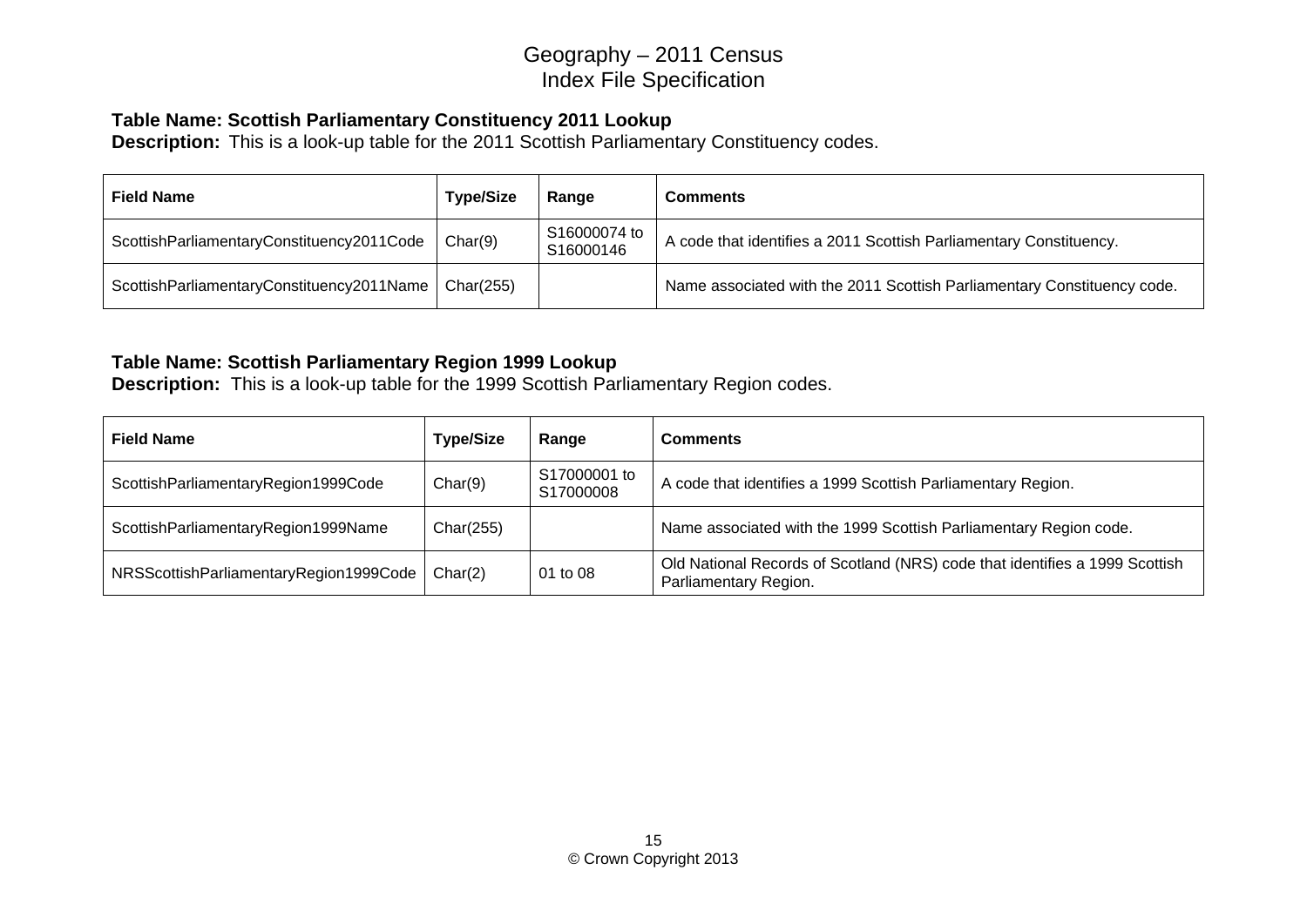## Table Name: Scottish Parliamentary Constituency 2011 Lookup

**Description:** This is a look-up table for the 2011 Scottish Parliamentary Constituency codes.

| Field Name | Type/Size | Range | Comments |
|---|---|---|---|
| ScottishParliamentaryConstituency2011Code | Char(9) | S16000074 to S16000146 | A code that identifies a 2011 Scottish Parliamentary Constituency. |
| ScottishParliamentaryConstituency2011Name | Char(255) | | Name associated with the 2011 Scottish Parliamentary Constituency code. |

## Table Name: Scottish Parliamentary Region 1999 Lookup

**Description:** This is a look-up table for the 1999 Scottish Parliamentary Region codes.

| Field Name | Type/Size | Range | Comments |
|---|---|---|---|
| ScottishParliamentaryRegion1999Code | Char(9) | S17000001 to S17000008 | A code that identifies a 1999 Scottish Parliamentary Region. |
| ScottishParliamentaryRegion1999Name | Char(255) | | Name associated with the 1999 Scottish Parliamentary Region code. |
| NRSScottishParliamentaryRegion1999Code | Char(2) | 01 to 08 | Old National Records of Scotland (NRS) code that identifies a 1999 Scottish Parliamentary Region. |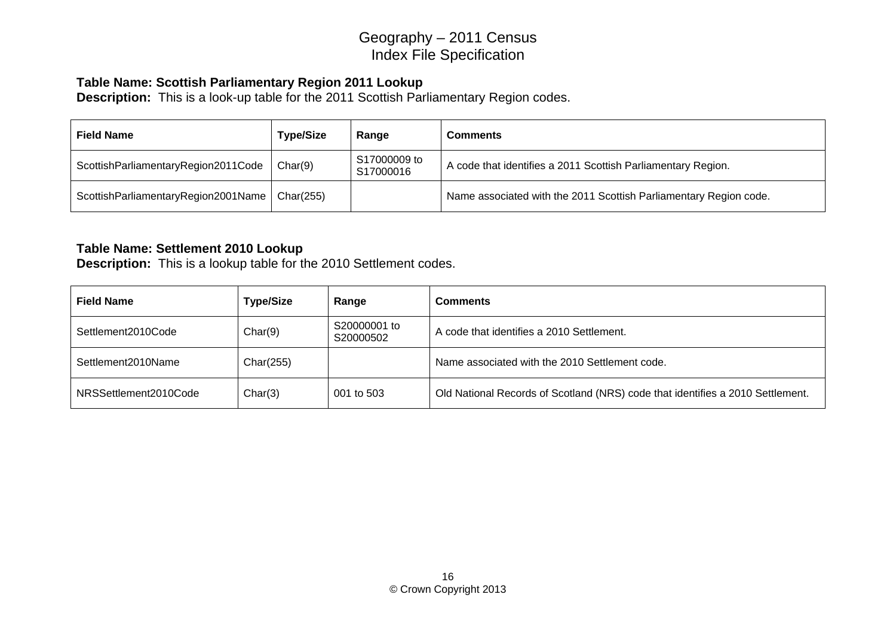**Table Name: Scottish Parliamentary Region 2011 Lookup**
**Description:** This is a look-up table for the 2011 Scottish Parliamentary Region codes.

| Field Name | Type/Size | Range | Comments |
|---|---|---|---|
| ScottishParliamentaryRegion2011Code | Char(9) | S17000009 to S17000016 | A code that identifies a 2011 Scottish Parliamentary Region. |
| ScottishParliamentaryRegion2001Name | Char(255) | | Name associated with the 2011 Scottish Parliamentary Region code. |

**Table Name: Settlement 2010 Lookup**
**Description:** This is a lookup table for the 2010 Settlement codes.

| Field Name | Type/Size | Range | Comments |
|---|---|---|---|
| Settlement2010Code | Char(9) | S20000001 to S20000502 | A code that identifies a 2010 Settlement. |
| Settlement2010Name | Char(255) | | Name associated with the 2010 Settlement code. |
| NRSSettlement2010Code | Char(3) | 001 to 503 | Old National Records of Scotland (NRS) code that identifies a 2010 Settlement. |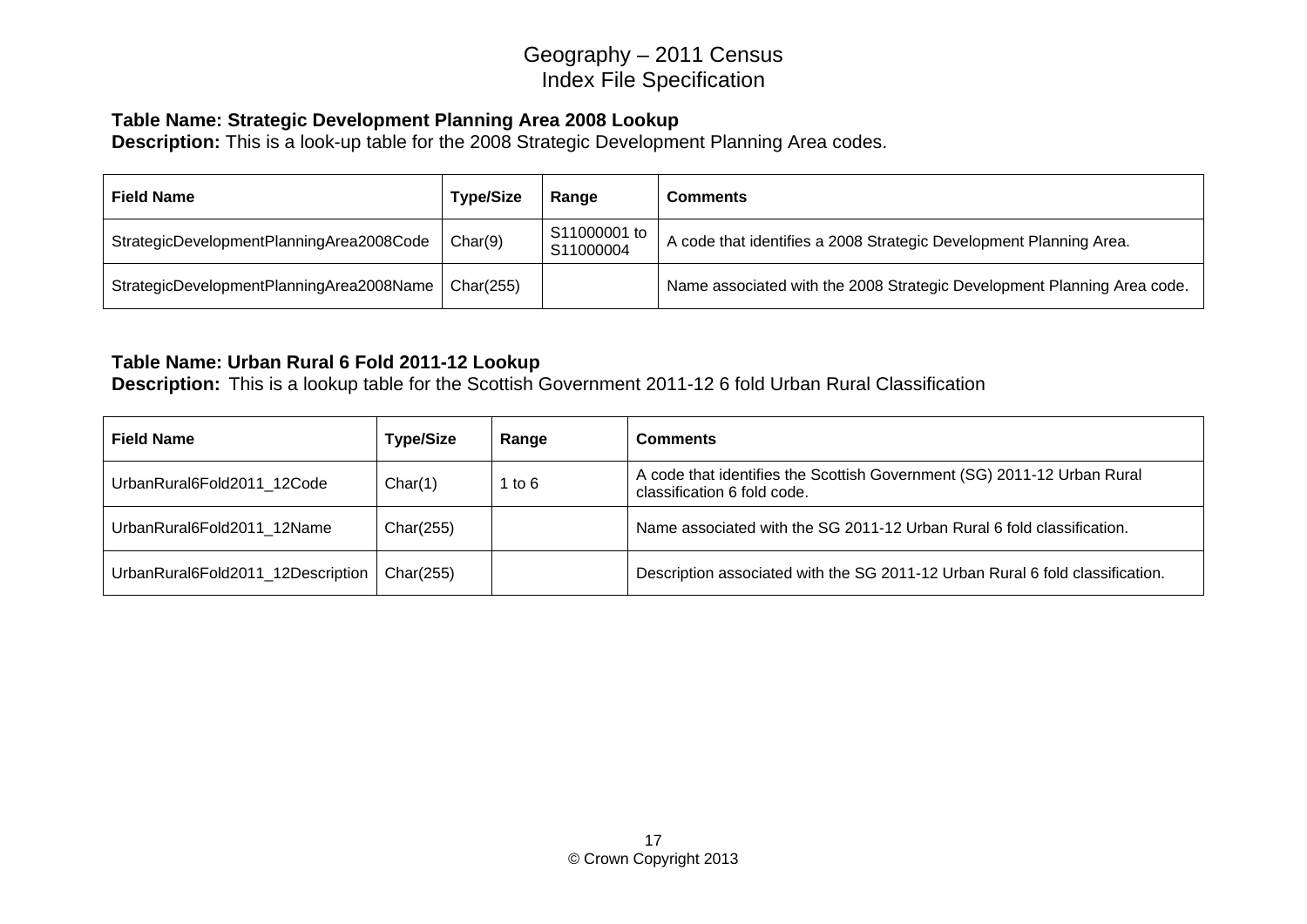# Geography – 2011 Census
# Index File Specification

**Table Name: Strategic Development Planning Area 2008 Lookup**
**Description:** This is a look-up table for the 2008 Strategic Development Planning Area codes.

| Field Name | Type/Size | Range | Comments |
|---|---|---|---|
| StrategicDevelopmentPlanningArea2008Code | Char(9) | S11000001 to S11000004 | A code that identifies a 2008 Strategic Development Planning Area. |
| StrategicDevelopmentPlanningArea2008Name | Char(255) | | Name associated with the 2008 Strategic Development Planning Area code. |

**Table Name: Urban Rural 6 Fold 2011-12 Lookup**
**Description:** This is a lookup table for the Scottish Government 2011-12 6 fold Urban Rural Classification

| Field Name | Type/Size | Range | Comments |
|---|---|---|---|
| UrbanRural6Fold2011_12Code | Char(1) | 1 to 6 | A code that identifies the Scottish Government (SG) 2011-12 Urban Rural classification 6 fold code. |
| UrbanRural6Fold2011_12Name | Char(255) | | Name associated with the SG 2011-12 Urban Rural 6 fold classification. |
| UrbanRural6Fold2011_12Description | Char(255) | | Description associated with the SG 2011-12 Urban Rural 6 fold classification. |

© Crown Copyright 2013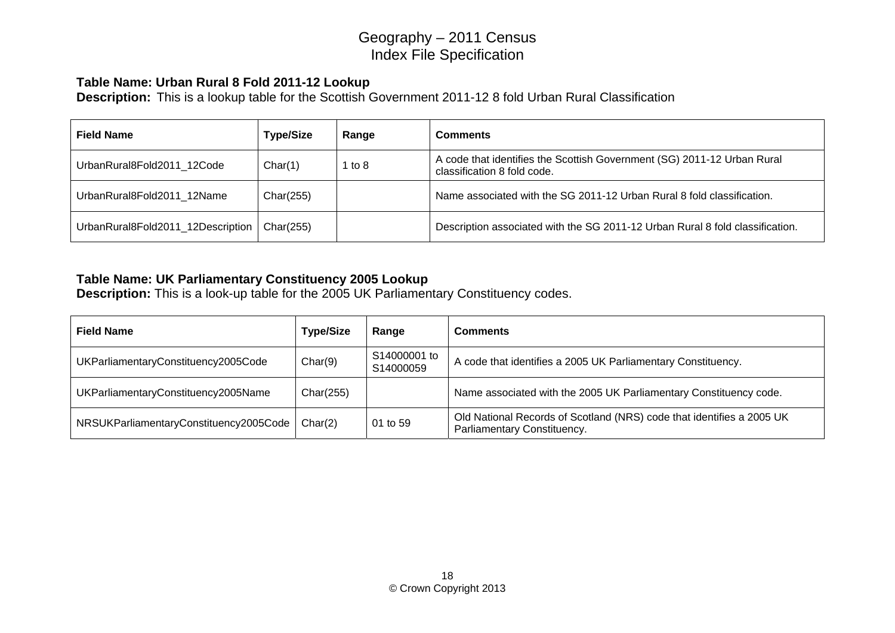# Geography – 2011 Census
## Index File Specification

**Table Name: Urban Rural 8 Fold 2011-12 Lookup**
**Description:** This is a lookup table for the Scottish Government 2011-12 8 fold Urban Rural Classification

| Field Name | Type/Size | Range | Comments |
|---|---|---|---|
| UrbanRural8Fold2011_12Code | Char(1) | 1 to 8 | A code that identifies the Scottish Government (SG) 2011-12 Urban Rural classification 8 fold code. |
| UrbanRural8Fold2011_12Name | Char(255) | | Name associated with the SG 2011-12 Urban Rural 8 fold classification. |
| UrbanRural8Fold2011_12Description | Char(255) | | Description associated with the SG 2011-12 Urban Rural 8 fold classification. |

**Table Name: UK Parliamentary Constituency 2005 Lookup**
**Description:** This is a look-up table for the 2005 UK Parliamentary Constituency codes.

| Field Name | Type/Size | Range | Comments |
|---|---|---|---|
| UKParliamentaryConstituency2005Code | Char(9) | S14000001 to S14000059 | A code that identifies a 2005 UK Parliamentary Constituency. |
| UKParliamentaryConstituency2005Name | Char(255) | | Name associated with the 2005 UK Parliamentary Constituency code. |
| NRSUKParliamentaryConstituency2005Code | Char(2) | 01 to 59 | Old National Records of Scotland (NRS) code that identifies a 2005 UK Parliamentary Constituency. |

© Crown Copyright 2013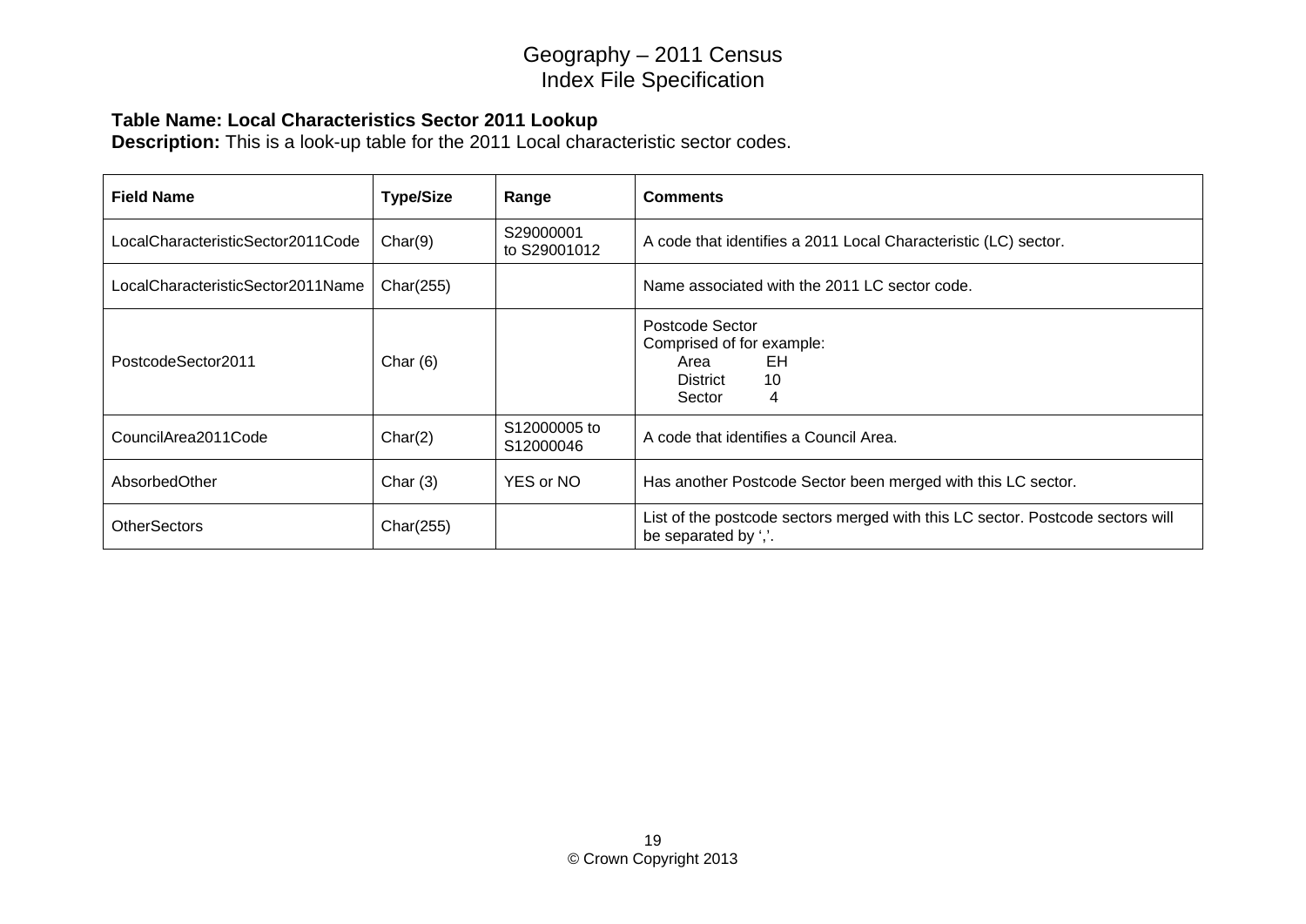# Geography – 2011 Census
# Index File Specification

**Table Name: Local Characteristics Sector 2011 Lookup**
**Description:** This is a look-up table for the 2011 Local characteristic sector codes.

| Field Name | Type/Size | Range | Comments |
|---|---|---|---|
| LocalCharacteristicSector2011Code | Char(9) | S29000001 to S29001012 | A code that identifies a 2011 Local Characteristic (LC) sector. |
| LocalCharacteristicSector2011Name | Char(255) | | Name associated with the 2011 LC sector code. |
| PostcodeSector2011 | Char (6) | | Postcode Sector<br>Comprised of for example:<br>Area EH<br>District 10<br>Sector 4 |
| CouncilArea2011Code | Char(2) | S12000005 to S12000046 | A code that identifies a Council Area. |
| AbsorbedOther | Char (3) | YES or NO | Has another Postcode Sector been merged with this LC sector. |
| OtherSectors | Char(255) | | List of the postcode sectors merged with this LC sector. Postcode sectors will be separated by ','. |

© Crown Copyright 2013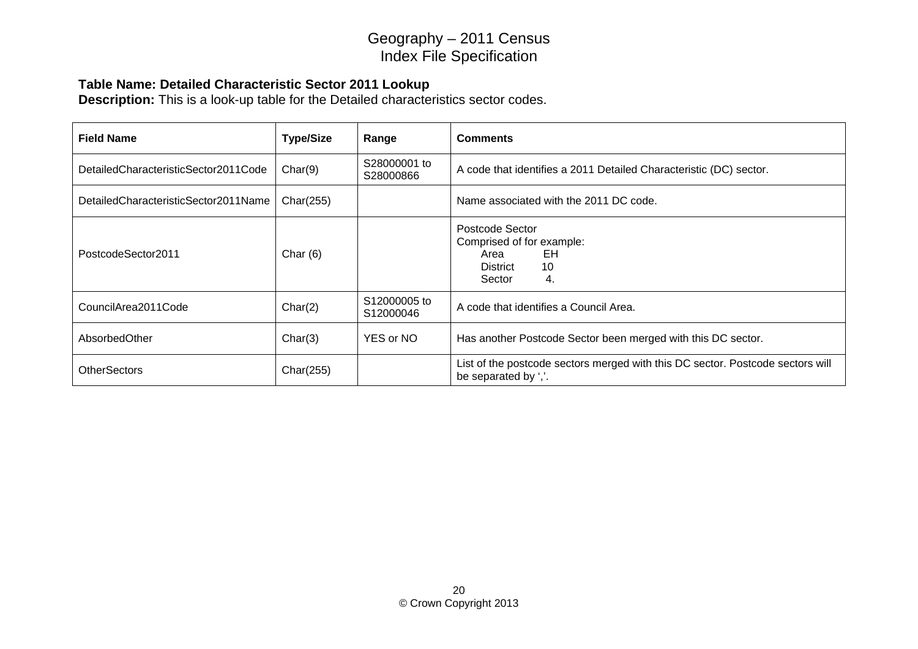# Geography – 2011 Census
## Index File Specification

**Table Name: Detailed Characteristic Sector 2011 Lookup**
**Description:** This is a look-up table for the Detailed characteristics sector codes.

| Field Name | Type/Size | Range | Comments |
|---|---|---|---|
| DetailedCharacteristicSector2011Code | Char(9) | S28000001 to S28000866 | A code that identifies a 2011 Detailed Characteristic (DC) sector. |
| DetailedCharacteristicSector2011Name | Char(255) | | Name associated with the 2011 DC code. |
| PostcodeSector2011 | Char (6) | | Postcode Sector<br>Comprised of for example:<br>Area EH<br>District 10<br>Sector 4. |
| CouncilArea2011Code | Char(2) | S12000005 to S12000046 | A code that identifies a Council Area. |
| AbsorbedOther | Char(3) | YES or NO | Has another Postcode Sector been merged with this DC sector. |
| OtherSectors | Char(255) | | List of the postcode sectors merged with this DC sector. Postcode sectors will be separated by ','. |

© Crown Copyright 2013